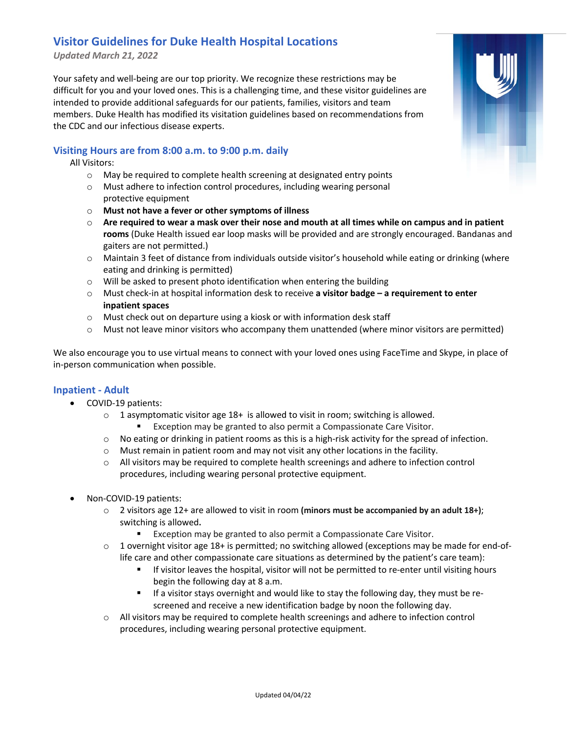## Visitor Guidelines for Duke Health Hospital Locations

*Updated March 21, 2022*

Your safety and well-being are our top priority. We recognize these restrictions may be difficult for you and your loved ones. This is a challenging time, and these visitor guidelines are intended to provide additional safeguards for our patients, families, visitors and team members. Duke Health has modified its visitation guidelines based on recommendations from the CDC and our infectious disease experts.

### Visiting Hours are from 8:00 a.m. to 9:00 p.m. daily

All Visitors:

- May be required to complete health screening at designated entry points
- Must adhere to infection control procedures, including wearing personal protective equipment
- **Must not have a fever or other symptoms of illness**
- **Are required to wear a mask over their nose and mouth at all times while on campus and in patient rooms** (Duke Health issued ear loop masks will be provided and are strongly encouraged. Bandanas and gaiters are not permitted.)
- Maintain 3 feet of distance from individuals outside visitor's household while eating or drinking (where eating and drinking is permitted)
- Will be asked to present photo identification when entering the building
- Must check-in at hospital information desk to receive **a visitor badge – a requirement to enter inpatient spaces**
- Must check out on departure using a kiosk or with information desk staff
- Must not leave minor visitors who accompany them unattended (where minor visitors are permitted)

We also encourage you to use virtual means to connect with your loved ones using FaceTime and Skype, in place of in-person communication when possible.

### Inpatient - Adult

- COVID-19 patients:
  - 1 asymptomatic visitor age 18+ is allowed to visit in room; switching is allowed.
    - Exception may be granted to also permit a Compassionate Care Visitor.
  - No eating or drinking in patient rooms as this is a high-risk activity for the spread of infection.
  - Must remain in patient room and may not visit any other locations in the facility.
  - All visitors may be required to complete health screenings and adhere to infection control procedures, including wearing personal protective equipment.

- Non-COVID-19 patients:
  - 2 visitors age 12+ are allowed to visit in room **(minors must be accompanied by an adult 18+)**; switching is allowed**.**
    - Exception may be granted to also permit a Compassionate Care Visitor.
  - 1 overnight visitor age 18+ is permitted; no switching allowed (exceptions may be made for end-of-life care and other compassionate care situations as determined by the patient's care team):
    - If visitor leaves the hospital, visitor will not be permitted to re-enter until visiting hours begin the following day at 8 a.m.
    - If a visitor stays overnight and would like to stay the following day, they must be re-screened and receive a new identification badge by noon the following day.
  - All visitors may be required to complete health screenings and adhere to infection control procedures, including wearing personal protective equipment.

Updated 04/04/22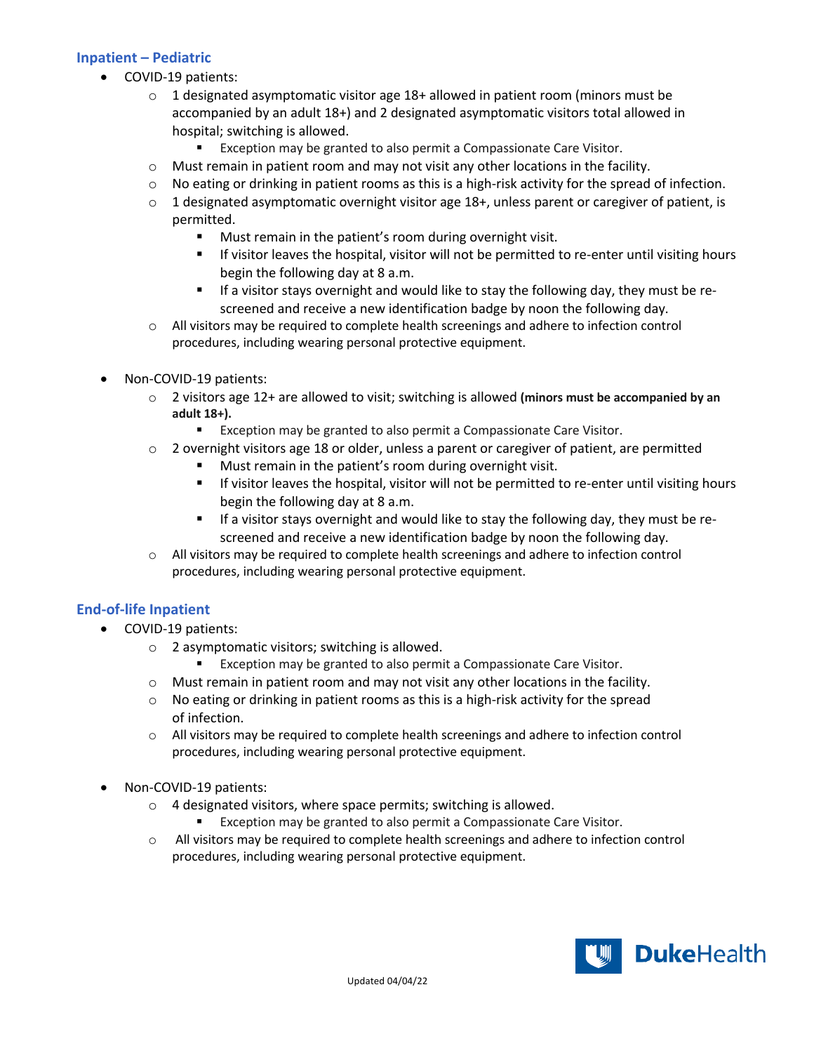## Inpatient – Pediatric

- COVID-19 patients:
  - 1 designated asymptomatic visitor age 18+ allowed in patient room (minors must be accompanied by an adult 18+) and 2 designated asymptomatic visitors total allowed in hospital; switching is allowed.
    - Exception may be granted to also permit a Compassionate Care Visitor.
  - Must remain in patient room and may not visit any other locations in the facility.
  - No eating or drinking in patient rooms as this is a high-risk activity for the spread of infection.
  - 1 designated asymptomatic overnight visitor age 18+, unless parent or caregiver of patient, is permitted.
    - Must remain in the patient's room during overnight visit.
    - If visitor leaves the hospital, visitor will not be permitted to re-enter until visiting hours begin the following day at 8 a.m.
    - If a visitor stays overnight and would like to stay the following day, they must be re-screened and receive a new identification badge by noon the following day.
  - All visitors may be required to complete health screenings and adhere to infection control procedures, including wearing personal protective equipment.

- Non-COVID-19 patients:
  - 2 visitors age 12+ are allowed to visit; switching is allowed **(minors must be accompanied by an adult 18+).**
    - Exception may be granted to also permit a Compassionate Care Visitor.
  - 2 overnight visitors age 18 or older, unless a parent or caregiver of patient, are permitted
    - Must remain in the patient's room during overnight visit.
    - If visitor leaves the hospital, visitor will not be permitted to re-enter until visiting hours begin the following day at 8 a.m.
    - If a visitor stays overnight and would like to stay the following day, they must be re-screened and receive a new identification badge by noon the following day.
  - All visitors may be required to complete health screenings and adhere to infection control procedures, including wearing personal protective equipment.

## End-of-life Inpatient

- COVID-19 patients:
  - 2 asymptomatic visitors; switching is allowed.
    - Exception may be granted to also permit a Compassionate Care Visitor.
  - Must remain in patient room and may not visit any other locations in the facility.
  - No eating or drinking in patient rooms as this is a high-risk activity for the spread of infection.
  - All visitors may be required to complete health screenings and adhere to infection control procedures, including wearing personal protective equipment.

- Non-COVID-19 patients:
  - 4 designated visitors, where space permits; switching is allowed.
    - Exception may be granted to also permit a Compassionate Care Visitor.
  - All visitors may be required to complete health screenings and adhere to infection control procedures, including wearing personal protective equipment.

Updated 04/04/22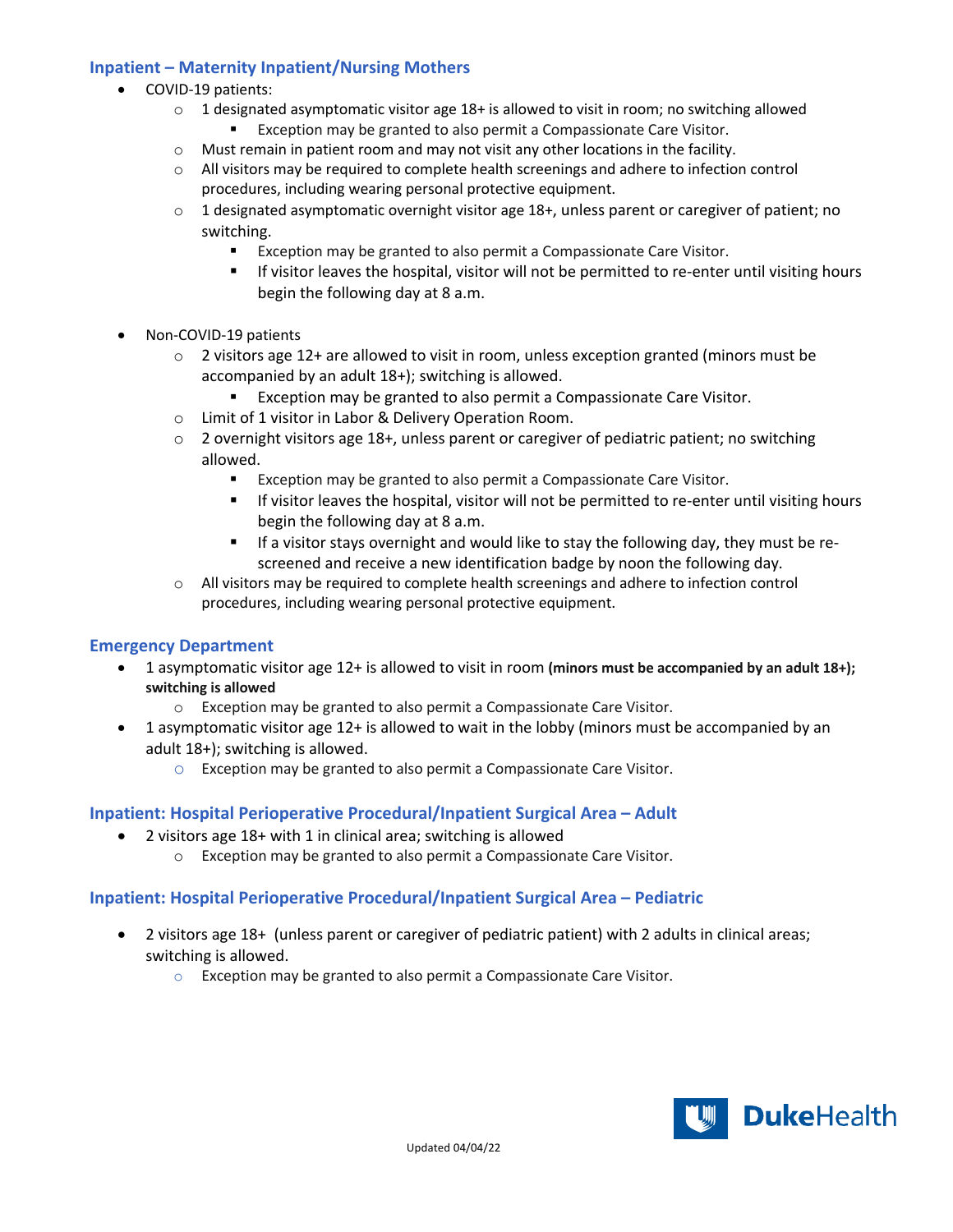## Inpatient – Maternity Inpatient/Nursing Mothers

- COVID-19 patients:
  - 1 designated asymptomatic visitor age 18+ is allowed to visit in room; no switching allowed
    - Exception may be granted to also permit a Compassionate Care Visitor.
  - Must remain in patient room and may not visit any other locations in the facility.
  - All visitors may be required to complete health screenings and adhere to infection control procedures, including wearing personal protective equipment.
  - 1 designated asymptomatic overnight visitor age 18+, unless parent or caregiver of patient; no switching.
    - Exception may be granted to also permit a Compassionate Care Visitor.
    - If visitor leaves the hospital, visitor will not be permitted to re-enter until visiting hours begin the following day at 8 a.m.

- Non-COVID-19 patients
  - 2 visitors age 12+ are allowed to visit in room, unless exception granted (minors must be accompanied by an adult 18+); switching is allowed.
    - Exception may be granted to also permit a Compassionate Care Visitor.
  - Limit of 1 visitor in Labor & Delivery Operation Room.
  - 2 overnight visitors age 18+, unless parent or caregiver of pediatric patient; no switching allowed.
    - Exception may be granted to also permit a Compassionate Care Visitor.
    - If visitor leaves the hospital, visitor will not be permitted to re-enter until visiting hours begin the following day at 8 a.m.
    - If a visitor stays overnight and would like to stay the following day, they must be re-screened and receive a new identification badge by noon the following day.
  - All visitors may be required to complete health screenings and adhere to infection control procedures, including wearing personal protective equipment.

## Emergency Department

- 1 asymptomatic visitor age 12+ is allowed to visit in room **(minors must be accompanied by an adult 18+); switching is allowed**
  - Exception may be granted to also permit a Compassionate Care Visitor.
- 1 asymptomatic visitor age 12+ is allowed to wait in the lobby (minors must be accompanied by an adult 18+); switching is allowed.
  - Exception may be granted to also permit a Compassionate Care Visitor.

## Inpatient: Hospital Perioperative Procedural/Inpatient Surgical Area – Adult

- 2 visitors age 18+ with 1 in clinical area; switching is allowed
  - Exception may be granted to also permit a Compassionate Care Visitor.

## Inpatient: Hospital Perioperative Procedural/Inpatient Surgical Area – Pediatric

- 2 visitors age 18+ (unless parent or caregiver of pediatric patient) with 2 adults in clinical areas; switching is allowed.
  - Exception may be granted to also permit a Compassionate Care Visitor.

DukeHealth

Updated 04/04/22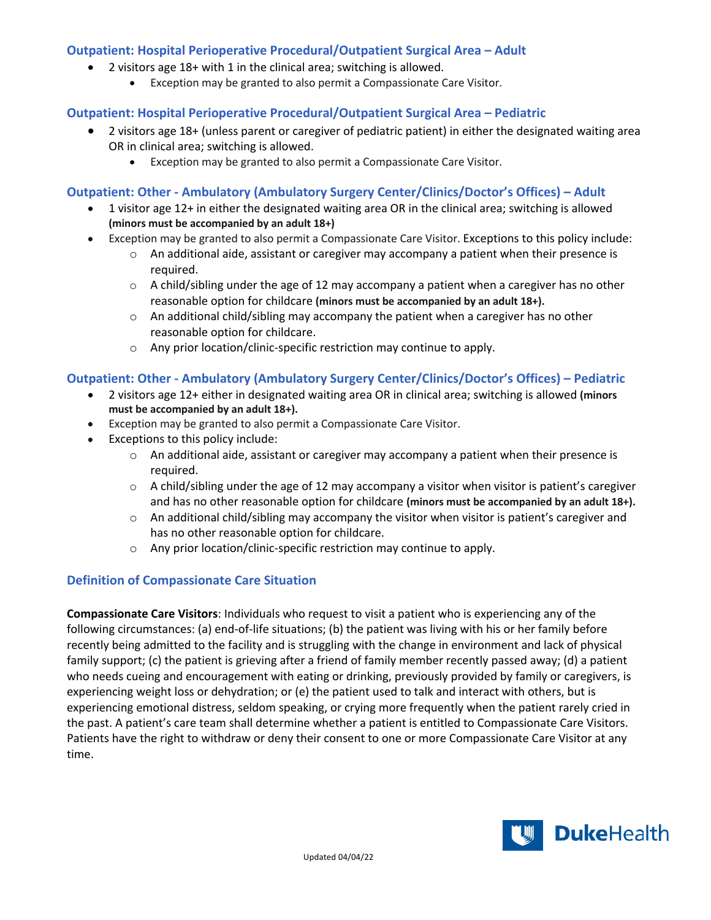### Outpatient: Hospital Perioperative Procedural/Outpatient Surgical Area – Adult

- 2 visitors age 18+ with 1 in the clinical area; switching is allowed.
  - Exception may be granted to also permit a Compassionate Care Visitor.

### Outpatient: Hospital Perioperative Procedural/Outpatient Surgical Area – Pediatric

- 2 visitors age 18+ (unless parent or caregiver of pediatric patient) in either the designated waiting area OR in clinical area; switching is allowed.
  - Exception may be granted to also permit a Compassionate Care Visitor.

### Outpatient: Other - Ambulatory (Ambulatory Surgery Center/Clinics/Doctor's Offices) – Adult

- 1 visitor age 12+ in either the designated waiting area OR in the clinical area; switching is allowed **(minors must be accompanied by an adult 18+)**
- Exception may be granted to also permit a Compassionate Care Visitor. Exceptions to this policy include:
  - An additional aide, assistant or caregiver may accompany a patient when their presence is required.
  - A child/sibling under the age of 12 may accompany a patient when a caregiver has no other reasonable option for childcare **(minors must be accompanied by an adult 18+).**
  - An additional child/sibling may accompany the patient when a caregiver has no other reasonable option for childcare.
  - Any prior location/clinic-specific restriction may continue to apply.

### Outpatient: Other - Ambulatory (Ambulatory Surgery Center/Clinics/Doctor's Offices) – Pediatric

- 2 visitors age 12+ either in designated waiting area OR in clinical area; switching is allowed **(minors must be accompanied by an adult 18+).**
- Exception may be granted to also permit a Compassionate Care Visitor.
- Exceptions to this policy include:
  - An additional aide, assistant or caregiver may accompany a patient when their presence is required.
  - A child/sibling under the age of 12 may accompany a visitor when visitor is patient's caregiver and has no other reasonable option for childcare **(minors must be accompanied by an adult 18+).**
  - An additional child/sibling may accompany the visitor when visitor is patient's caregiver and has no other reasonable option for childcare.
  - Any prior location/clinic-specific restriction may continue to apply.

### Definition of Compassionate Care Situation

**Compassionate Care Visitors**: Individuals who request to visit a patient who is experiencing any of the following circumstances: (a) end-of-life situations; (b) the patient was living with his or her family before recently being admitted to the facility and is struggling with the change in environment and lack of physical family support; (c) the patient is grieving after a friend of family member recently passed away; (d) a patient who needs cueing and encouragement with eating or drinking, previously provided by family or caregivers, is experiencing weight loss or dehydration; or (e) the patient used to talk and interact with others, but is experiencing emotional distress, seldom speaking, or crying more frequently when the patient rarely cried in the past. A patient's care team shall determine whether a patient is entitled to Compassionate Care Visitors. Patients have the right to withdraw or deny their consent to one or more Compassionate Care Visitor at any time.

Updated 04/04/22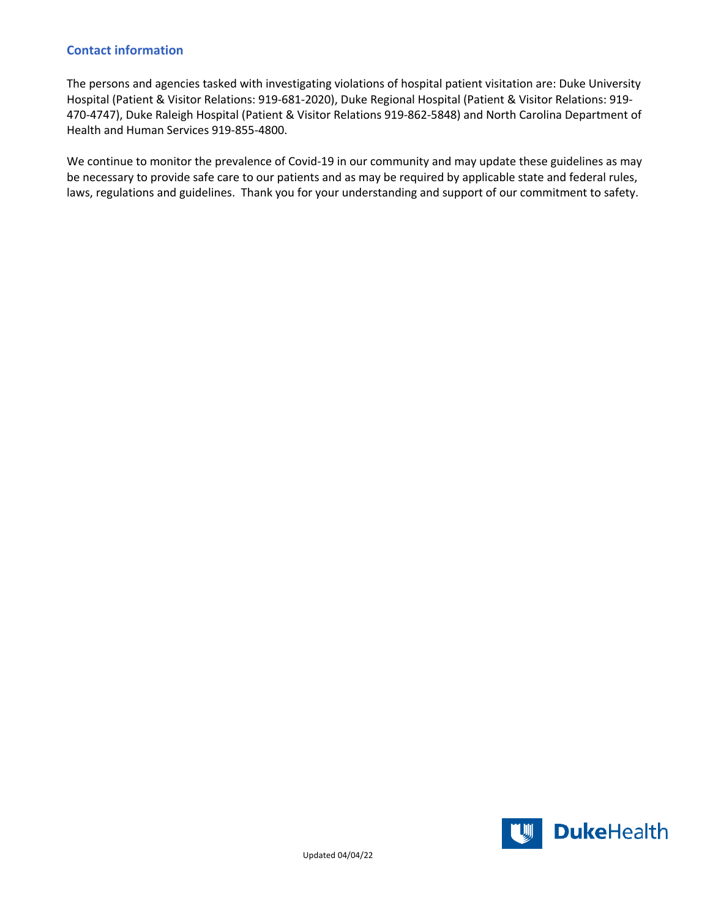## Contact information

The persons and agencies tasked with investigating violations of hospital patient visitation are: Duke University Hospital (Patient & Visitor Relations: 919-681-2020), Duke Regional Hospital (Patient & Visitor Relations: 919-470-4747), Duke Raleigh Hospital (Patient & Visitor Relations 919-862-5848) and North Carolina Department of Health and Human Services 919-855-4800.

We continue to monitor the prevalence of Covid-19 in our community and may update these guidelines as may be necessary to provide safe care to our patients and as may be required by applicable state and federal rules, laws, regulations and guidelines. Thank you for your understanding and support of our commitment to safety.

Updated 04/04/22